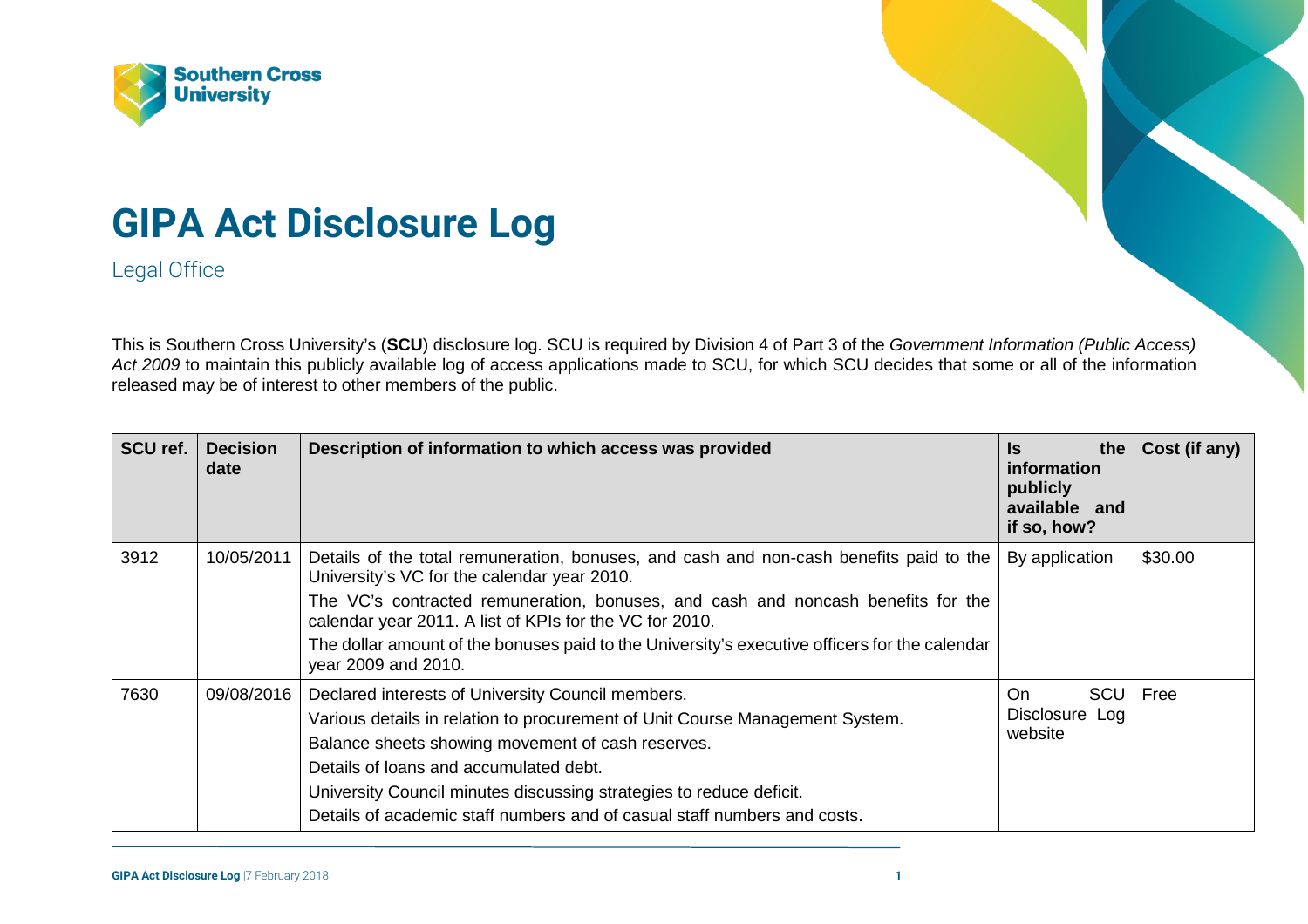# GIPA Act Disclosure Log

Legal Office

This is Southern Cross University's (**SCU**) disclosure log. SCU is required by Division 4 of Part 3 of the *Government Information (Public Access) Act 2009* to maintain this publicly available log of access applications made to SCU, for which SCU decides that some or all of the information released may be of interest to other members of the public.

| SCU ref. | Decision date | Description of information to which access was provided | Is the information publicly available and if so, how? | Cost (if any) |
|---|---|---|---|---|
| 3912 | 10/05/2011 | Details of the total remuneration, bonuses, and cash and non-cash benefits paid to the University's VC for the calendar year 2010.<br>The VC's contracted remuneration, bonuses, and cash and noncash benefits for the calendar year 2011. A list of KPIs for the VC for 2010.<br>The dollar amount of the bonuses paid to the University's executive officers for the calendar year 2009 and 2010. | By application | $30.00 |
| 7630 | 09/08/2016 | Declared interests of University Council members.<br>Various details in relation to procurement of Unit Course Management System.<br>Balance sheets showing movement of cash reserves.<br>Details of loans and accumulated debt.<br>University Council minutes discussing strategies to reduce deficit.<br>Details of academic staff numbers and of casual staff numbers and costs. | On SCU Disclosure Log website | Free |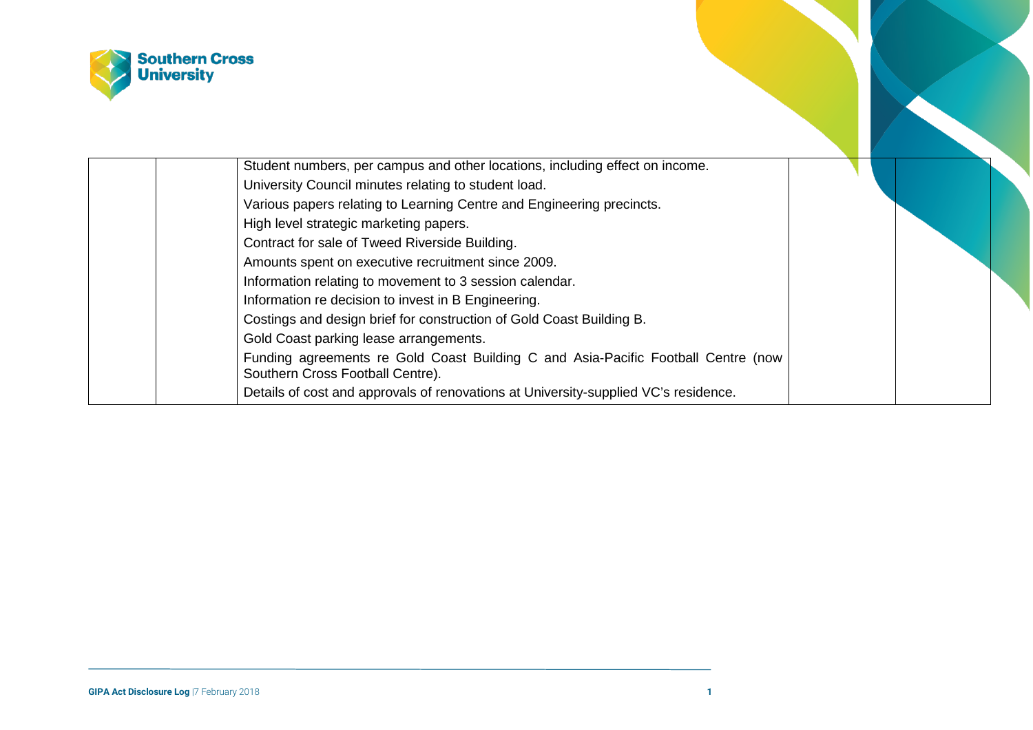| | | | | |
|---|---|---|---|---|
| | | Student numbers, per campus and other locations, including effect on income.<br>University Council minutes relating to student load.<br>Various papers relating to Learning Centre and Engineering precincts.<br>High level strategic marketing papers.<br>Contract for sale of Tweed Riverside Building.<br>Amounts spent on executive recruitment since 2009.<br>Information relating to movement to 3 session calendar.<br>Information re decision to invest in B Engineering.<br>Costings and design brief for construction of Gold Coast Building B.<br>Gold Coast parking lease arrangements.<br>Funding agreements re Gold Coast Building C and Asia-Pacific Football Centre (now Southern Cross Football Centre).<br>Details of cost and approvals of renovations at University-supplied VC's residence. | | |